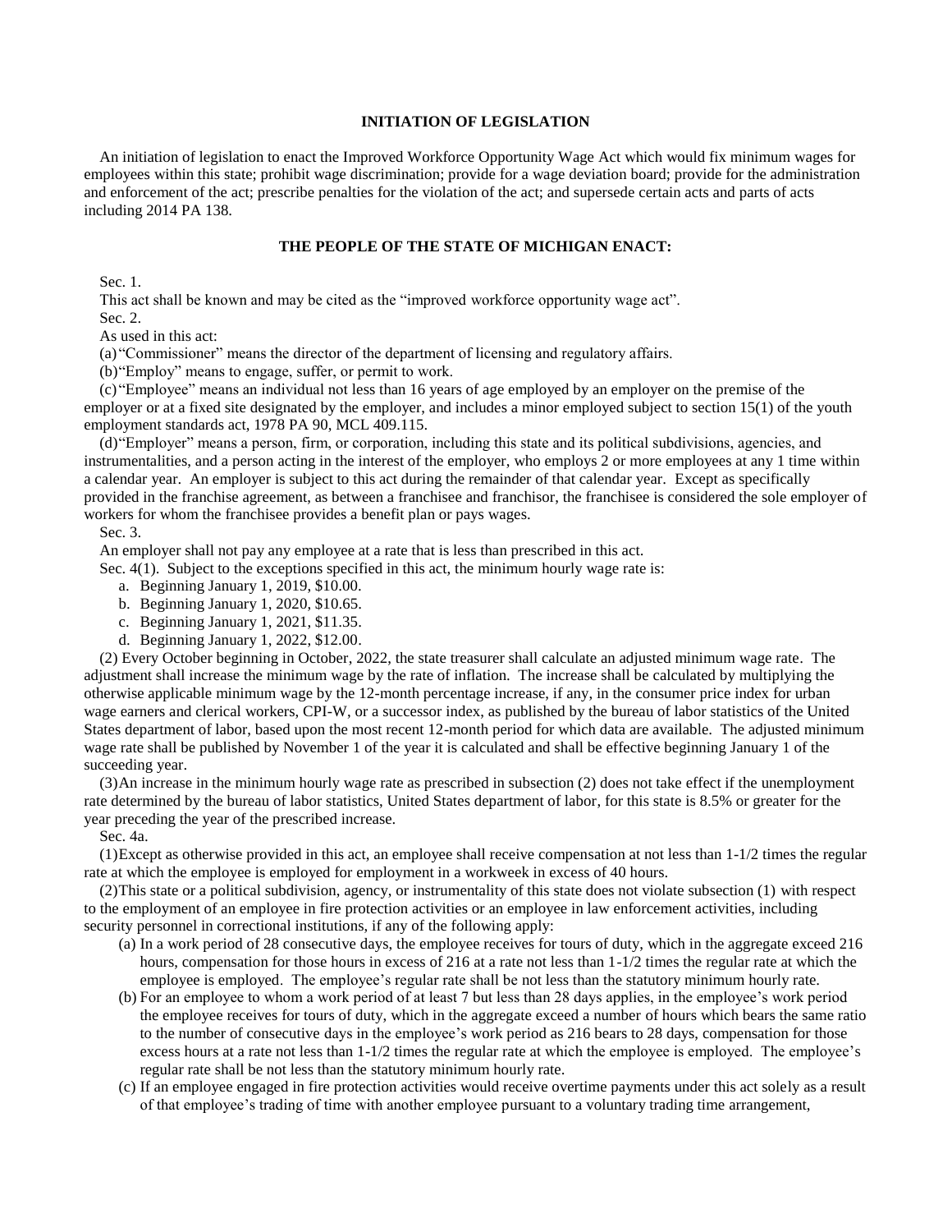## INITIATION OF LEGISLATION

An initiation of legislation to enact the Improved Workforce Opportunity Wage Act which would fix minimum wages for employees within this state; prohibit wage discrimination; provide for a wage deviation board; provide for the administration and enforcement of the act; prescribe penalties for the violation of the act; and supersede certain acts and parts of acts including 2014 PA 138.

## THE PEOPLE OF THE STATE OF MICHIGAN ENACT:

Sec. 1.

This act shall be known and may be cited as the "improved workforce opportunity wage act".

Sec. 2.

As used in this act:

(a) "Commissioner" means the director of the department of licensing and regulatory affairs.

(b) "Employ" means to engage, suffer, or permit to work.

(c) "Employee" means an individual not less than 16 years of age employed by an employer on the premise of the employer or at a fixed site designated by the employer, and includes a minor employed subject to section 15(1) of the youth employment standards act, 1978 PA 90, MCL 409.115.

(d) "Employer" means a person, firm, or corporation, including this state and its political subdivisions, agencies, and instrumentalities, and a person acting in the interest of the employer, who employs 2 or more employees at any 1 time within a calendar year. An employer is subject to this act during the remainder of that calendar year. Except as specifically provided in the franchise agreement, as between a franchisee and franchisor, the franchisee is considered the sole employer of workers for whom the franchisee provides a benefit plan or pays wages.

Sec. 3.

An employer shall not pay any employee at a rate that is less than prescribed in this act.

Sec. 4(1). Subject to the exceptions specified in this act, the minimum hourly wage rate is:

a. Beginning January 1, 2019, $10.00.
b. Beginning January 1, 2020, $10.65.
c. Beginning January 1, 2021, $11.35.
d. Beginning January 1, 2022, $12.00.

(2) Every October beginning in October, 2022, the state treasurer shall calculate an adjusted minimum wage rate. The adjustment shall increase the minimum wage by the rate of inflation. The increase shall be calculated by multiplying the otherwise applicable minimum wage by the 12-month percentage increase, if any, in the consumer price index for urban wage earners and clerical workers, CPI-W, or a successor index, as published by the bureau of labor statistics of the United States department of labor, based upon the most recent 12-month period for which data are available. The adjusted minimum wage rate shall be published by November 1 of the year it is calculated and shall be effective beginning January 1 of the succeeding year.

(3) An increase in the minimum hourly wage rate as prescribed in subsection (2) does not take effect if the unemployment rate determined by the bureau of labor statistics, United States department of labor, for this state is 8.5% or greater for the year preceding the year of the prescribed increase.

Sec. 4a.

(1) Except as otherwise provided in this act, an employee shall receive compensation at not less than 1-1/2 times the regular rate at which the employee is employed for employment in a workweek in excess of 40 hours.

(2) This state or a political subdivision, agency, or instrumentality of this state does not violate subsection (1) with respect to the employment of an employee in fire protection activities or an employee in law enforcement activities, including security personnel in correctional institutions, if any of the following apply:

(a) In a work period of 28 consecutive days, the employee receives for tours of duty, which in the aggregate exceed 216 hours, compensation for those hours in excess of 216 at a rate not less than 1-1/2 times the regular rate at which the employee is employed. The employee's regular rate shall be not less than the statutory minimum hourly rate.

(b) For an employee to whom a work period of at least 7 but less than 28 days applies, in the employee's work period the employee receives for tours of duty, which in the aggregate exceed a number of hours which bears the same ratio to the number of consecutive days in the employee's work period as 216 bears to 28 days, compensation for those excess hours at a rate not less than 1-1/2 times the regular rate at which the employee is employed. The employee's regular rate shall be not less than the statutory minimum hourly rate.

(c) If an employee engaged in fire protection activities would receive overtime payments under this act solely as a result of that employee's trading of time with another employee pursuant to a voluntary trading time arrangement,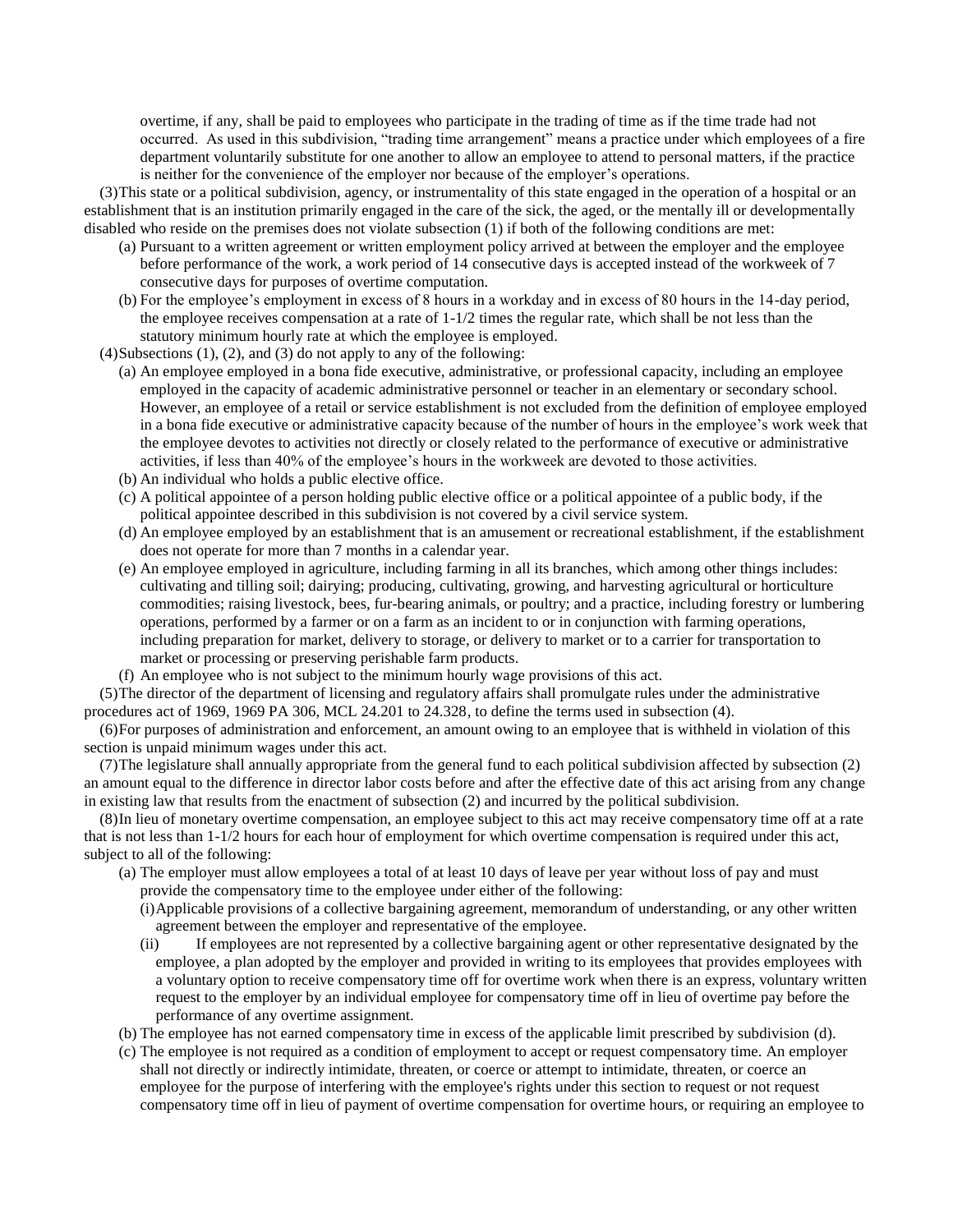overtime, if any, shall be paid to employees who participate in the trading of time as if the time trade had not occurred. As used in this subdivision, "trading time arrangement" means a practice under which employees of a fire department voluntarily substitute for one another to allow an employee to attend to personal matters, if the practice is neither for the convenience of the employer nor because of the employer's operations.

(3) This state or a political subdivision, agency, or instrumentality of this state engaged in the operation of a hospital or an establishment that is an institution primarily engaged in the care of the sick, the aged, or the mentally ill or developmentally disabled who reside on the premises does not violate subsection (1) if both of the following conditions are met:

(a) Pursuant to a written agreement or written employment policy arrived at between the employer and the employee before performance of the work, a work period of 14 consecutive days is accepted instead of the workweek of 7 consecutive days for purposes of overtime computation.

(b) For the employee's employment in excess of 8 hours in a workday and in excess of 80 hours in the 14-day period, the employee receives compensation at a rate of 1-1/2 times the regular rate, which shall be not less than the statutory minimum hourly rate at which the employee is employed.

(4) Subsections (1), (2), and (3) do not apply to any of the following:

(a) An employee employed in a bona fide executive, administrative, or professional capacity, including an employee employed in the capacity of academic administrative personnel or teacher in an elementary or secondary school. However, an employee of a retail or service establishment is not excluded from the definition of employee employed in a bona fide executive or administrative capacity because of the number of hours in the employee's work week that the employee devotes to activities not directly or closely related to the performance of executive or administrative activities, if less than 40% of the employee's hours in the workweek are devoted to those activities.

(b) An individual who holds a public elective office.

(c) A political appointee of a person holding public elective office or a political appointee of a public body, if the political appointee described in this subdivision is not covered by a civil service system.

(d) An employee employed by an establishment that is an amusement or recreational establishment, if the establishment does not operate for more than 7 months in a calendar year.

(e) An employee employed in agriculture, including farming in all its branches, which among other things includes: cultivating and tilling soil; dairying; producing, cultivating, growing, and harvesting agricultural or horticulture commodities; raising livestock, bees, fur-bearing animals, or poultry; and a practice, including forestry or lumbering operations, performed by a farmer or on a farm as an incident to or in conjunction with farming operations, including preparation for market, delivery to storage, or delivery to market or to a carrier for transportation to market or processing or preserving perishable farm products.

(f) An employee who is not subject to the minimum hourly wage provisions of this act.

(5) The director of the department of licensing and regulatory affairs shall promulgate rules under the administrative procedures act of 1969, 1969 PA 306, MCL 24.201 to 24.328, to define the terms used in subsection (4).

(6) For purposes of administration and enforcement, an amount owing to an employee that is withheld in violation of this section is unpaid minimum wages under this act.

(7) The legislature shall annually appropriate from the general fund to each political subdivision affected by subsection (2) an amount equal to the difference in director labor costs before and after the effective date of this act arising from any change in existing law that results from the enactment of subsection (2) and incurred by the political subdivision.

(8) In lieu of monetary overtime compensation, an employee subject to this act may receive compensatory time off at a rate that is not less than 1-1/2 hours for each hour of employment for which overtime compensation is required under this act, subject to all of the following:

(a) The employer must allow employees a total of at least 10 days of leave per year without loss of pay and must provide the compensatory time to the employee under either of the following:

(i) Applicable provisions of a collective bargaining agreement, memorandum of understanding, or any other written agreement between the employer and representative of the employee.

(ii) If employees are not represented by a collective bargaining agent or other representative designated by the employee, a plan adopted by the employer and provided in writing to its employees that provides employees with a voluntary option to receive compensatory time off for overtime work when there is an express, voluntary written request to the employer by an individual employee for compensatory time off in lieu of overtime pay before the performance of any overtime assignment.

(b) The employee has not earned compensatory time in excess of the applicable limit prescribed by subdivision (d).

(c) The employee is not required as a condition of employment to accept or request compensatory time. An employer shall not directly or indirectly intimidate, threaten, or coerce or attempt to intimidate, threaten, or coerce an employee for the purpose of interfering with the employee's rights under this section to request or not request compensatory time off in lieu of payment of overtime compensation for overtime hours, or requiring an employee to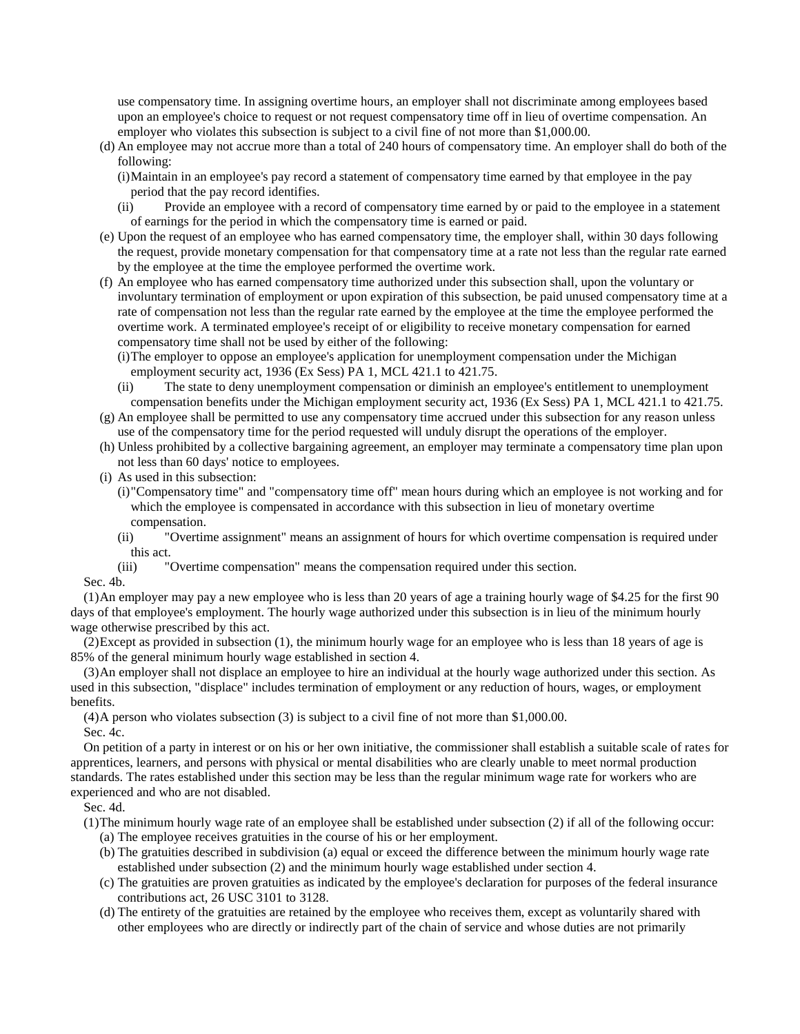use compensatory time. In assigning overtime hours, an employer shall not discriminate among employees based upon an employee's choice to request or not request compensatory time off in lieu of overtime compensation. An employer who violates this subsection is subject to a civil fine of not more than $1,000.00.

(d) An employee may not accrue more than a total of 240 hours of compensatory time. An employer shall do both of the following:

(i) Maintain in an employee's pay record a statement of compensatory time earned by that employee in the pay period that the pay record identifies.

(ii) Provide an employee with a record of compensatory time earned by or paid to the employee in a statement of earnings for the period in which the compensatory time is earned or paid.

(e) Upon the request of an employee who has earned compensatory time, the employer shall, within 30 days following the request, provide monetary compensation for that compensatory time at a rate not less than the regular rate earned by the employee at the time the employee performed the overtime work.

(f) An employee who has earned compensatory time authorized under this subsection shall, upon the voluntary or involuntary termination of employment or upon expiration of this subsection, be paid unused compensatory time at a rate of compensation not less than the regular rate earned by the employee at the time the employee performed the overtime work. A terminated employee's receipt of or eligibility to receive monetary compensation for earned compensatory time shall not be used by either of the following:

(i) The employer to oppose an employee's application for unemployment compensation under the Michigan employment security act, 1936 (Ex Sess) PA 1, MCL 421.1 to 421.75.

(ii) The state to deny unemployment compensation or diminish an employee's entitlement to unemployment compensation benefits under the Michigan employment security act, 1936 (Ex Sess) PA 1, MCL 421.1 to 421.75.

(g) An employee shall be permitted to use any compensatory time accrued under this subsection for any reason unless use of the compensatory time for the period requested will unduly disrupt the operations of the employer.

(h) Unless prohibited by a collective bargaining agreement, an employer may terminate a compensatory time plan upon not less than 60 days' notice to employees.

(i) As used in this subsection:

(i) "Compensatory time" and "compensatory time off" mean hours during which an employee is not working and for which the employee is compensated in accordance with this subsection in lieu of monetary overtime compensation.

(ii) "Overtime assignment" means an assignment of hours for which overtime compensation is required under this act.

(iii) "Overtime compensation" means the compensation required under this section.

Sec. 4b.

(1) An employer may pay a new employee who is less than 20 years of age a training hourly wage of $4.25 for the first 90 days of that employee's employment. The hourly wage authorized under this subsection is in lieu of the minimum hourly wage otherwise prescribed by this act.

(2) Except as provided in subsection (1), the minimum hourly wage for an employee who is less than 18 years of age is 85% of the general minimum hourly wage established in section 4.

(3) An employer shall not displace an employee to hire an individual at the hourly wage authorized under this section. As used in this subsection, "displace" includes termination of employment or any reduction of hours, wages, or employment benefits.

(4) A person who violates subsection (3) is subject to a civil fine of not more than $1,000.00.

Sec. 4c.

On petition of a party in interest or on his or her own initiative, the commissioner shall establish a suitable scale of rates for apprentices, learners, and persons with physical or mental disabilities who are clearly unable to meet normal production standards. The rates established under this section may be less than the regular minimum wage rate for workers who are experienced and who are not disabled.

Sec. 4d.

(1) The minimum hourly wage rate of an employee shall be established under subsection (2) if all of the following occur:

(a) The employee receives gratuities in the course of his or her employment.

(b) The gratuities described in subdivision (a) equal or exceed the difference between the minimum hourly wage rate established under subsection (2) and the minimum hourly wage established under section 4.

(c) The gratuities are proven gratuities as indicated by the employee's declaration for purposes of the federal insurance contributions act, 26 USC 3101 to 3128.

(d) The entirety of the gratuities are retained by the employee who receives them, except as voluntarily shared with other employees who are directly or indirectly part of the chain of service and whose duties are not primarily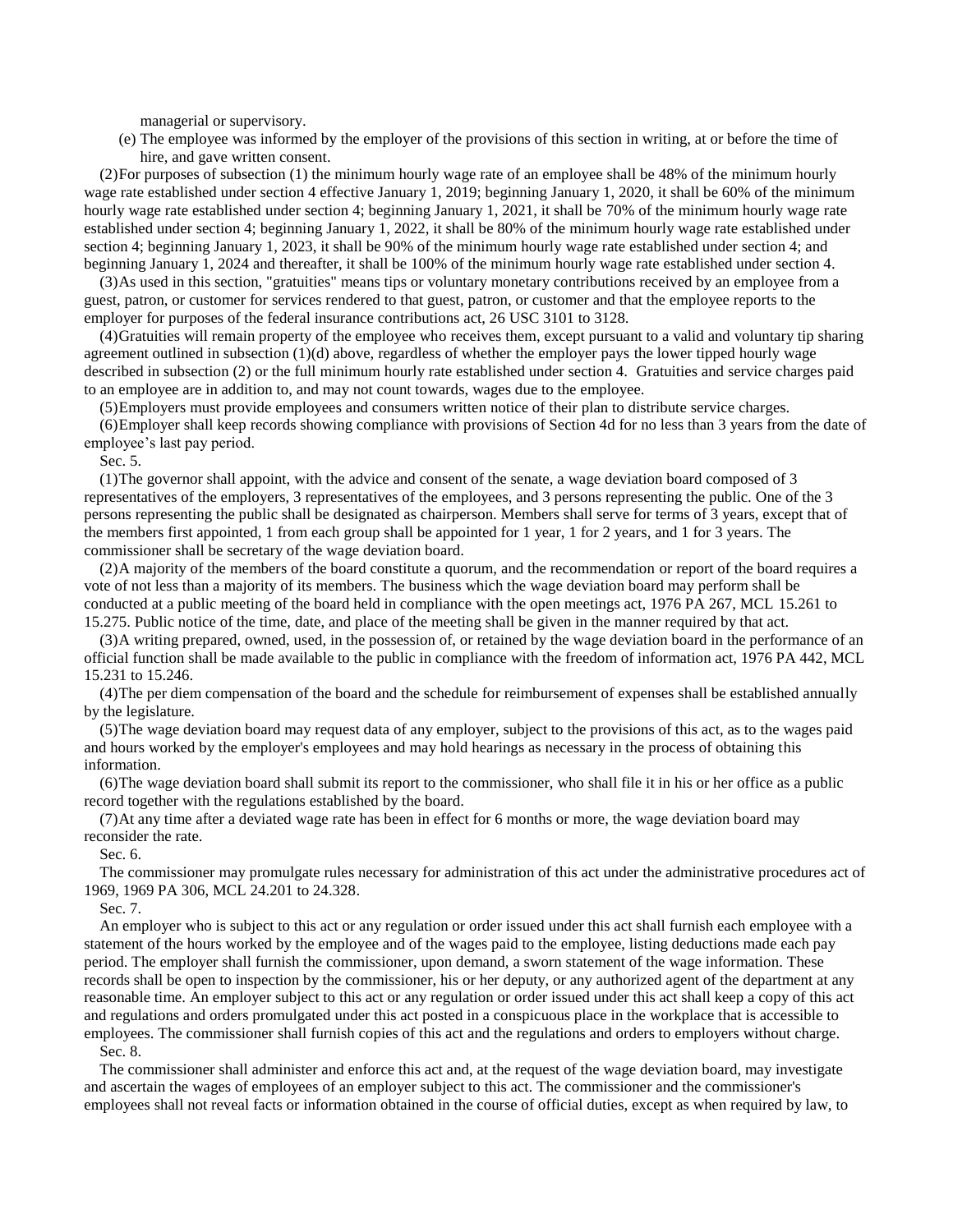managerial or supervisory.

(e) The employee was informed by the employer of the provisions of this section in writing, at or before the time of hire, and gave written consent.

(2)For purposes of subsection (1) the minimum hourly wage rate of an employee shall be 48% of the minimum hourly wage rate established under section 4 effective January 1, 2019; beginning January 1, 2020, it shall be 60% of the minimum hourly wage rate established under section 4; beginning January 1, 2021, it shall be 70% of the minimum hourly wage rate established under section 4; beginning January 1, 2022, it shall be 80% of the minimum hourly wage rate established under section 4; beginning January 1, 2023, it shall be 90% of the minimum hourly wage rate established under section 4; and beginning January 1, 2024 and thereafter, it shall be 100% of the minimum hourly wage rate established under section 4.

(3)As used in this section, "gratuities" means tips or voluntary monetary contributions received by an employee from a guest, patron, or customer for services rendered to that guest, patron, or customer and that the employee reports to the employer for purposes of the federal insurance contributions act, 26 USC 3101 to 3128.

(4)Gratuities will remain property of the employee who receives them, except pursuant to a valid and voluntary tip sharing agreement outlined in subsection (1)(d) above, regardless of whether the employer pays the lower tipped hourly wage described in subsection (2) or the full minimum hourly rate established under section 4. Gratuities and service charges paid to an employee are in addition to, and may not count towards, wages due to the employee.

(5)Employers must provide employees and consumers written notice of their plan to distribute service charges.

(6)Employer shall keep records showing compliance with provisions of Section 4d for no less than 3 years from the date of employee's last pay period.

Sec. 5.

(1)The governor shall appoint, with the advice and consent of the senate, a wage deviation board composed of 3 representatives of the employers, 3 representatives of the employees, and 3 persons representing the public. One of the 3 persons representing the public shall be designated as chairperson. Members shall serve for terms of 3 years, except that of the members first appointed, 1 from each group shall be appointed for 1 year, 1 for 2 years, and 1 for 3 years. The commissioner shall be secretary of the wage deviation board.

(2)A majority of the members of the board constitute a quorum, and the recommendation or report of the board requires a vote of not less than a majority of its members. The business which the wage deviation board may perform shall be conducted at a public meeting of the board held in compliance with the open meetings act, 1976 PA 267, MCL 15.261 to 15.275. Public notice of the time, date, and place of the meeting shall be given in the manner required by that act.

(3)A writing prepared, owned, used, in the possession of, or retained by the wage deviation board in the performance of an official function shall be made available to the public in compliance with the freedom of information act, 1976 PA 442, MCL 15.231 to 15.246.

(4)The per diem compensation of the board and the schedule for reimbursement of expenses shall be established annually by the legislature.

(5)The wage deviation board may request data of any employer, subject to the provisions of this act, as to the wages paid and hours worked by the employer's employees and may hold hearings as necessary in the process of obtaining this information.

(6)The wage deviation board shall submit its report to the commissioner, who shall file it in his or her office as a public record together with the regulations established by the board.

(7)At any time after a deviated wage rate has been in effect for 6 months or more, the wage deviation board may reconsider the rate.

Sec. 6.

The commissioner may promulgate rules necessary for administration of this act under the administrative procedures act of 1969, 1969 PA 306, MCL 24.201 to 24.328.

Sec. 7.

An employer who is subject to this act or any regulation or order issued under this act shall furnish each employee with a statement of the hours worked by the employee and of the wages paid to the employee, listing deductions made each pay period. The employer shall furnish the commissioner, upon demand, a sworn statement of the wage information. These records shall be open to inspection by the commissioner, his or her deputy, or any authorized agent of the department at any reasonable time. An employer subject to this act or any regulation or order issued under this act shall keep a copy of this act and regulations and orders promulgated under this act posted in a conspicuous place in the workplace that is accessible to employees. The commissioner shall furnish copies of this act and the regulations and orders to employers without charge.

Sec. 8.

The commissioner shall administer and enforce this act and, at the request of the wage deviation board, may investigate and ascertain the wages of employees of an employer subject to this act. The commissioner and the commissioner's employees shall not reveal facts or information obtained in the course of official duties, except as when required by law, to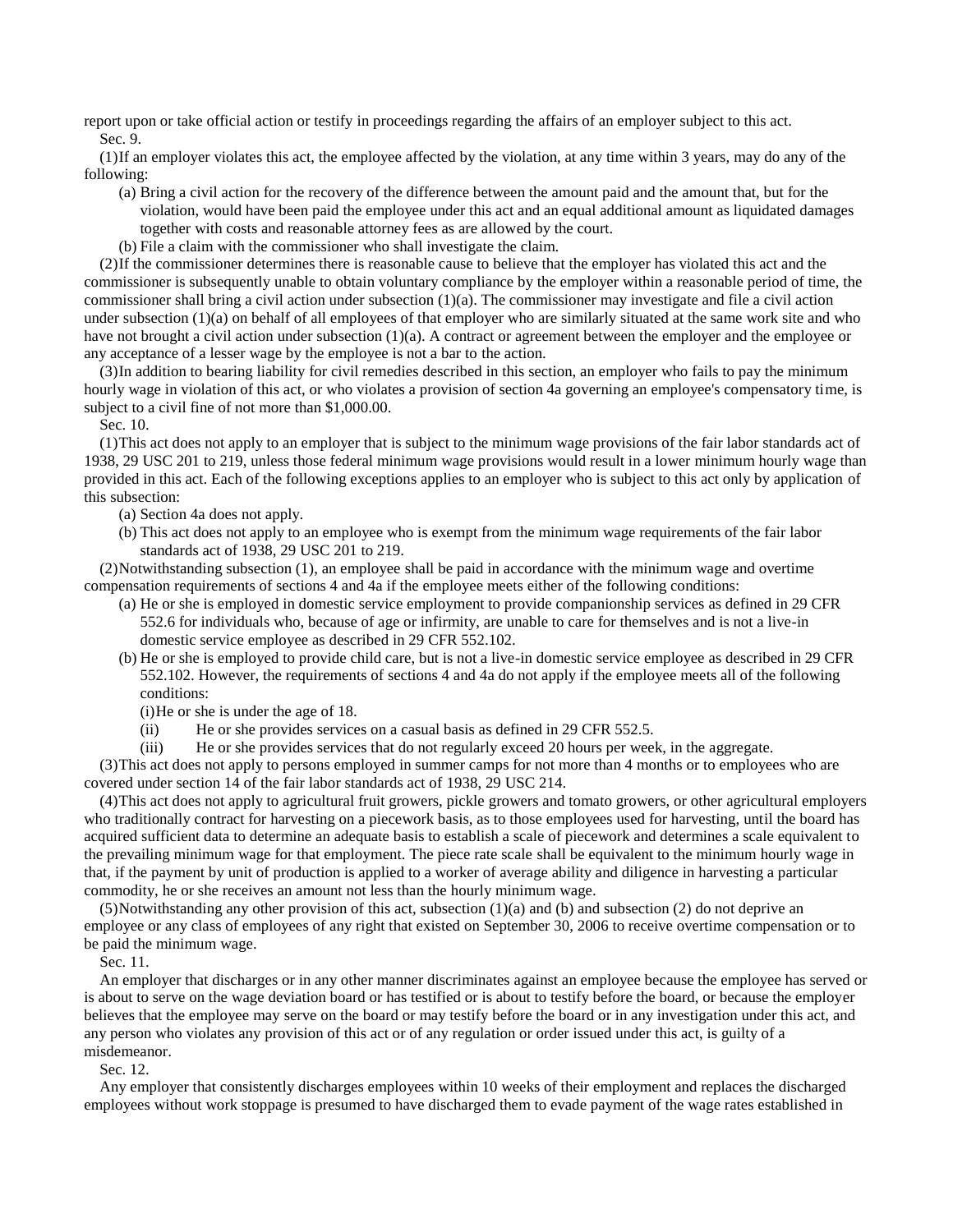report upon or take official action or testify in proceedings regarding the affairs of an employer subject to this act.

Sec. 9.

(1)If an employer violates this act, the employee affected by the violation, at any time within 3 years, may do any of the following:

(a) Bring a civil action for the recovery of the difference between the amount paid and the amount that, but for the violation, would have been paid the employee under this act and an equal additional amount as liquidated damages together with costs and reasonable attorney fees as are allowed by the court.

(b) File a claim with the commissioner who shall investigate the claim.

(2)If the commissioner determines there is reasonable cause to believe that the employer has violated this act and the commissioner is subsequently unable to obtain voluntary compliance by the employer within a reasonable period of time, the commissioner shall bring a civil action under subsection (1)(a). The commissioner may investigate and file a civil action under subsection (1)(a) on behalf of all employees of that employer who are similarly situated at the same work site and who have not brought a civil action under subsection (1)(a). A contract or agreement between the employer and the employee or any acceptance of a lesser wage by the employee is not a bar to the action.

(3)In addition to bearing liability for civil remedies described in this section, an employer who fails to pay the minimum hourly wage in violation of this act, or who violates a provision of section 4a governing an employee's compensatory time, is subject to a civil fine of not more than $1,000.00.

Sec. 10.

(1)This act does not apply to an employer that is subject to the minimum wage provisions of the fair labor standards act of 1938, 29 USC 201 to 219, unless those federal minimum wage provisions would result in a lower minimum hourly wage than provided in this act. Each of the following exceptions applies to an employer who is subject to this act only by application of this subsection:

(a) Section 4a does not apply.

(b) This act does not apply to an employee who is exempt from the minimum wage requirements of the fair labor standards act of 1938, 29 USC 201 to 219.

(2)Notwithstanding subsection (1), an employee shall be paid in accordance with the minimum wage and overtime compensation requirements of sections 4 and 4a if the employee meets either of the following conditions:

(a) He or she is employed in domestic service employment to provide companionship services as defined in 29 CFR 552.6 for individuals who, because of age or infirmity, are unable to care for themselves and is not a live-in domestic service employee as described in 29 CFR 552.102.

(b) He or she is employed to provide child care, but is not a live-in domestic service employee as described in 29 CFR 552.102. However, the requirements of sections 4 and 4a do not apply if the employee meets all of the following conditions:

(i)He or she is under the age of 18.

(ii) He or she provides services on a casual basis as defined in 29 CFR 552.5.

(iii) He or she provides services that do not regularly exceed 20 hours per week, in the aggregate.

(3)This act does not apply to persons employed in summer camps for not more than 4 months or to employees who are covered under section 14 of the fair labor standards act of 1938, 29 USC 214.

(4)This act does not apply to agricultural fruit growers, pickle growers and tomato growers, or other agricultural employers who traditionally contract for harvesting on a piecework basis, as to those employees used for harvesting, until the board has acquired sufficient data to determine an adequate basis to establish a scale of piecework and determines a scale equivalent to the prevailing minimum wage for that employment. The piece rate scale shall be equivalent to the minimum hourly wage in that, if the payment by unit of production is applied to a worker of average ability and diligence in harvesting a particular commodity, he or she receives an amount not less than the hourly minimum wage.

(5)Notwithstanding any other provision of this act, subsection (1)(a) and (b) and subsection (2) do not deprive an employee or any class of employees of any right that existed on September 30, 2006 to receive overtime compensation or to be paid the minimum wage.

Sec. 11.

An employer that discharges or in any other manner discriminates against an employee because the employee has served or is about to serve on the wage deviation board or has testified or is about to testify before the board, or because the employer believes that the employee may serve on the board or may testify before the board or in any investigation under this act, and any person who violates any provision of this act or of any regulation or order issued under this act, is guilty of a misdemeanor.

Sec. 12.

Any employer that consistently discharges employees within 10 weeks of their employment and replaces the discharged employees without work stoppage is presumed to have discharged them to evade payment of the wage rates established in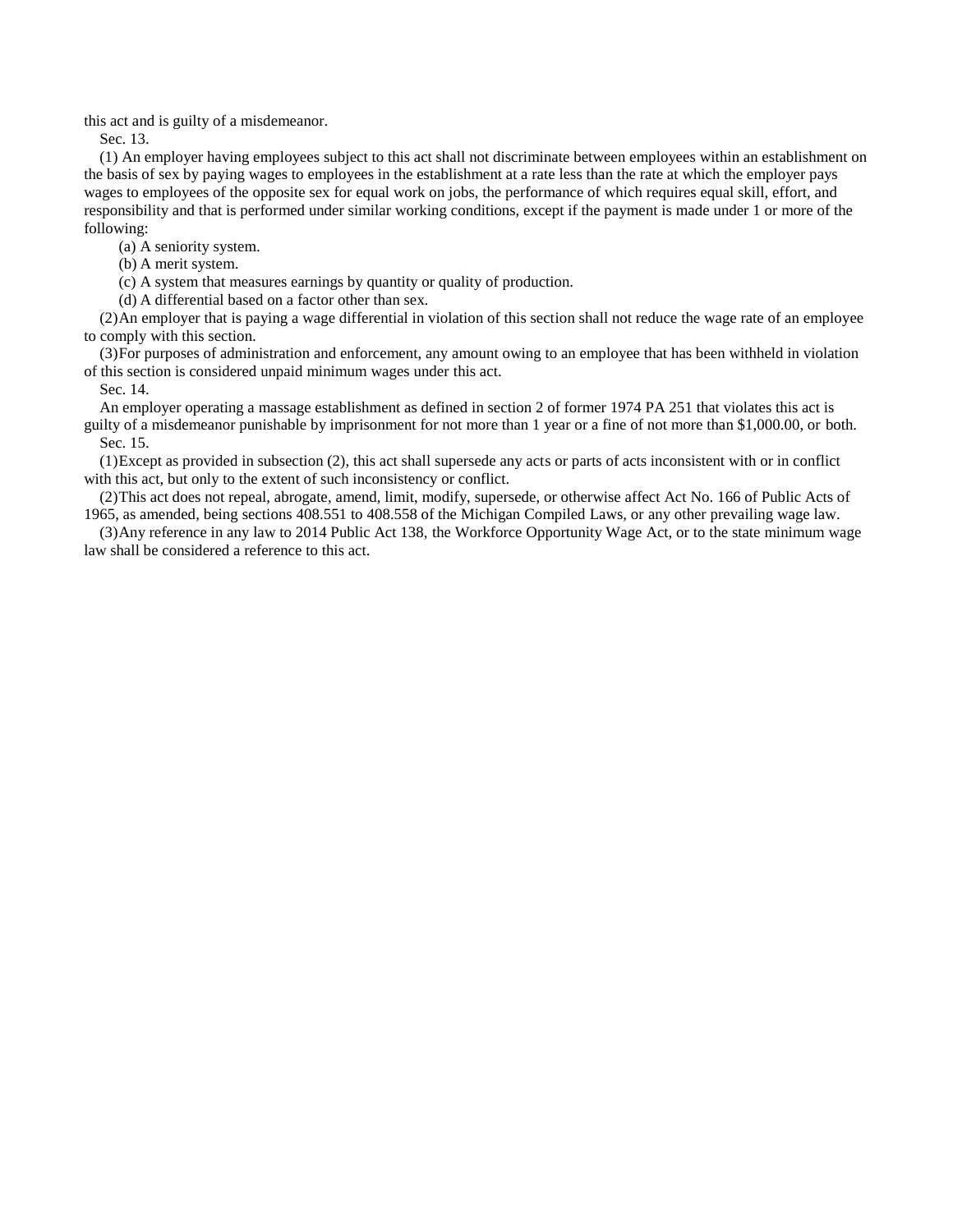this act and is guilty of a misdemeanor.

Sec. 13.

(1) An employer having employees subject to this act shall not discriminate between employees within an establishment on the basis of sex by paying wages to employees in the establishment at a rate less than the rate at which the employer pays wages to employees of the opposite sex for equal work on jobs, the performance of which requires equal skill, effort, and responsibility and that is performed under similar working conditions, except if the payment is made under 1 or more of the following:

(a) A seniority system.

(b) A merit system.

(c) A system that measures earnings by quantity or quality of production.

(d) A differential based on a factor other than sex.

(2) An employer that is paying a wage differential in violation of this section shall not reduce the wage rate of an employee to comply with this section.

(3) For purposes of administration and enforcement, any amount owing to an employee that has been withheld in violation of this section is considered unpaid minimum wages under this act.

Sec. 14.

An employer operating a massage establishment as defined in section 2 of former 1974 PA 251 that violates this act is guilty of a misdemeanor punishable by imprisonment for not more than 1 year or a fine of not more than $1,000.00, or both.

Sec. 15.

(1) Except as provided in subsection (2), this act shall supersede any acts or parts of acts inconsistent with or in conflict with this act, but only to the extent of such inconsistency or conflict.

(2) This act does not repeal, abrogate, amend, limit, modify, supersede, or otherwise affect Act No. 166 of Public Acts of 1965, as amended, being sections 408.551 to 408.558 of the Michigan Compiled Laws, or any other prevailing wage law.

(3) Any reference in any law to 2014 Public Act 138, the Workforce Opportunity Wage Act, or to the state minimum wage law shall be considered a reference to this act.